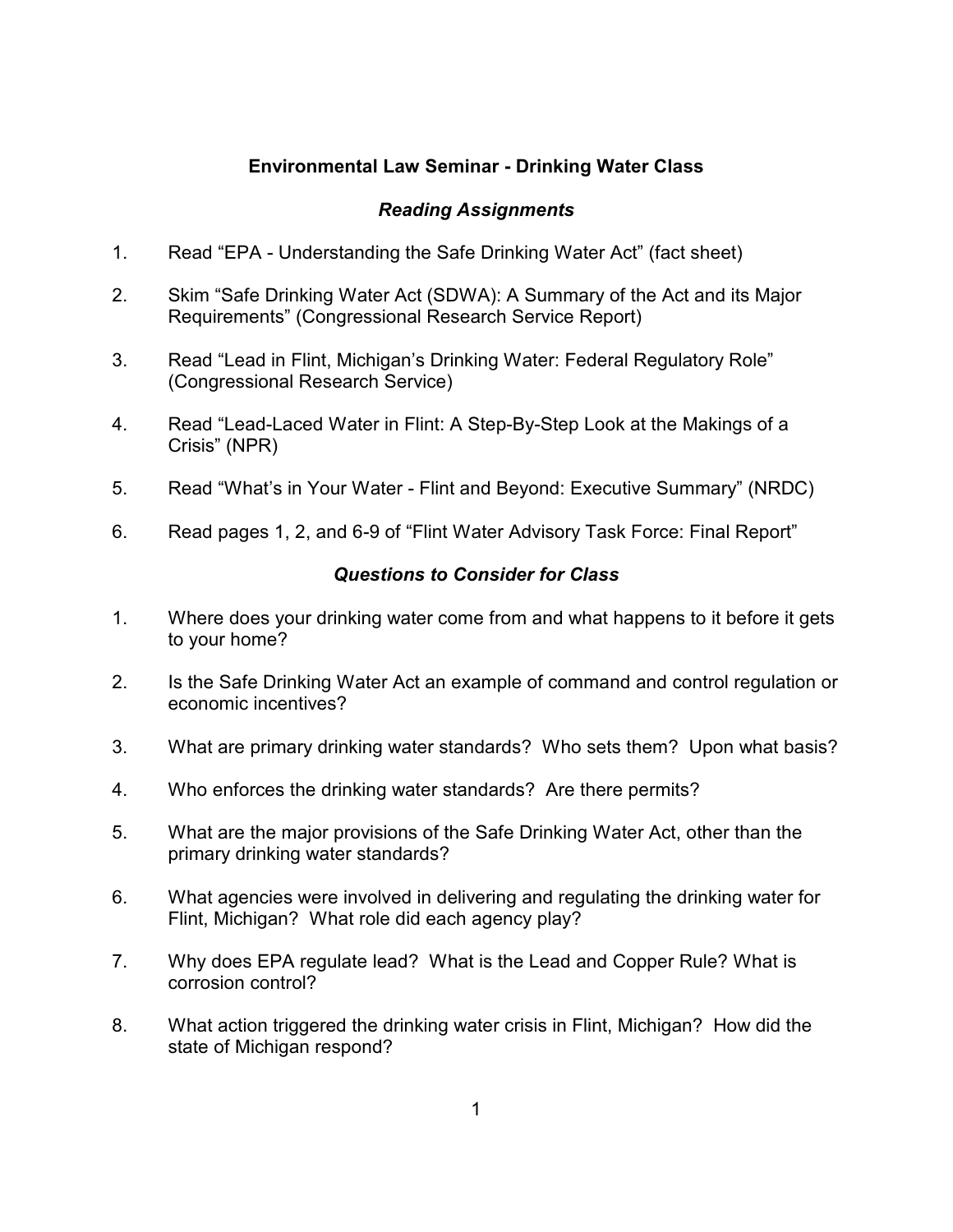## Environmental Law Seminar - Drinking Water Class

### *Reading Assignments*

1. Read "EPA - Understanding the Safe Drinking Water Act" (fact sheet)

2. Skim "Safe Drinking Water Act (SDWA): A Summary of the Act and its Major Requirements" (Congressional Research Service Report)

3. Read "Lead in Flint, Michigan's Drinking Water: Federal Regulatory Role" (Congressional Research Service)

4. Read "Lead-Laced Water in Flint: A Step-By-Step Look at the Makings of a Crisis" (NPR)

5. Read "What's in Your Water - Flint and Beyond: Executive Summary" (NRDC)

6. Read pages 1, 2, and 6-9 of "Flint Water Advisory Task Force: Final Report"

### *Questions to Consider for Class*

1. Where does your drinking water come from and what happens to it before it gets to your home?

2. Is the Safe Drinking Water Act an example of command and control regulation or economic incentives?

3. What are primary drinking water standards? Who sets them? Upon what basis?

4. Who enforces the drinking water standards? Are there permits?

5. What are the major provisions of the Safe Drinking Water Act, other than the primary drinking water standards?

6. What agencies were involved in delivering and regulating the drinking water for Flint, Michigan? What role did each agency play?

7. Why does EPA regulate lead? What is the Lead and Copper Rule? What is corrosion control?

8. What action triggered the drinking water crisis in Flint, Michigan? How did the state of Michigan respond?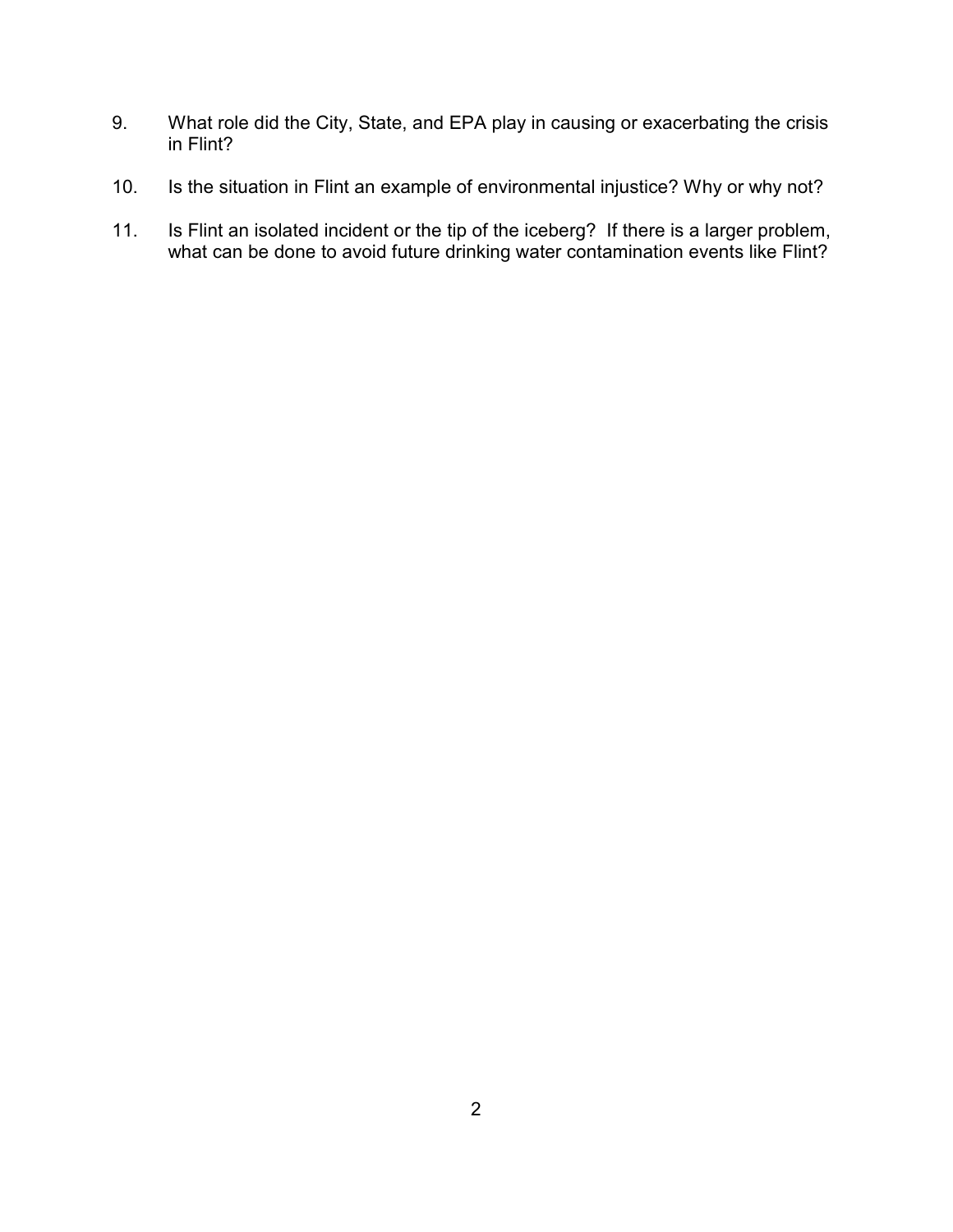9. What role did the City, State, and EPA play in causing or exacerbating the crisis in Flint?

10. Is the situation in Flint an example of environmental injustice? Why or why not?

11. Is Flint an isolated incident or the tip of the iceberg? If there is a larger problem, what can be done to avoid future drinking water contamination events like Flint?